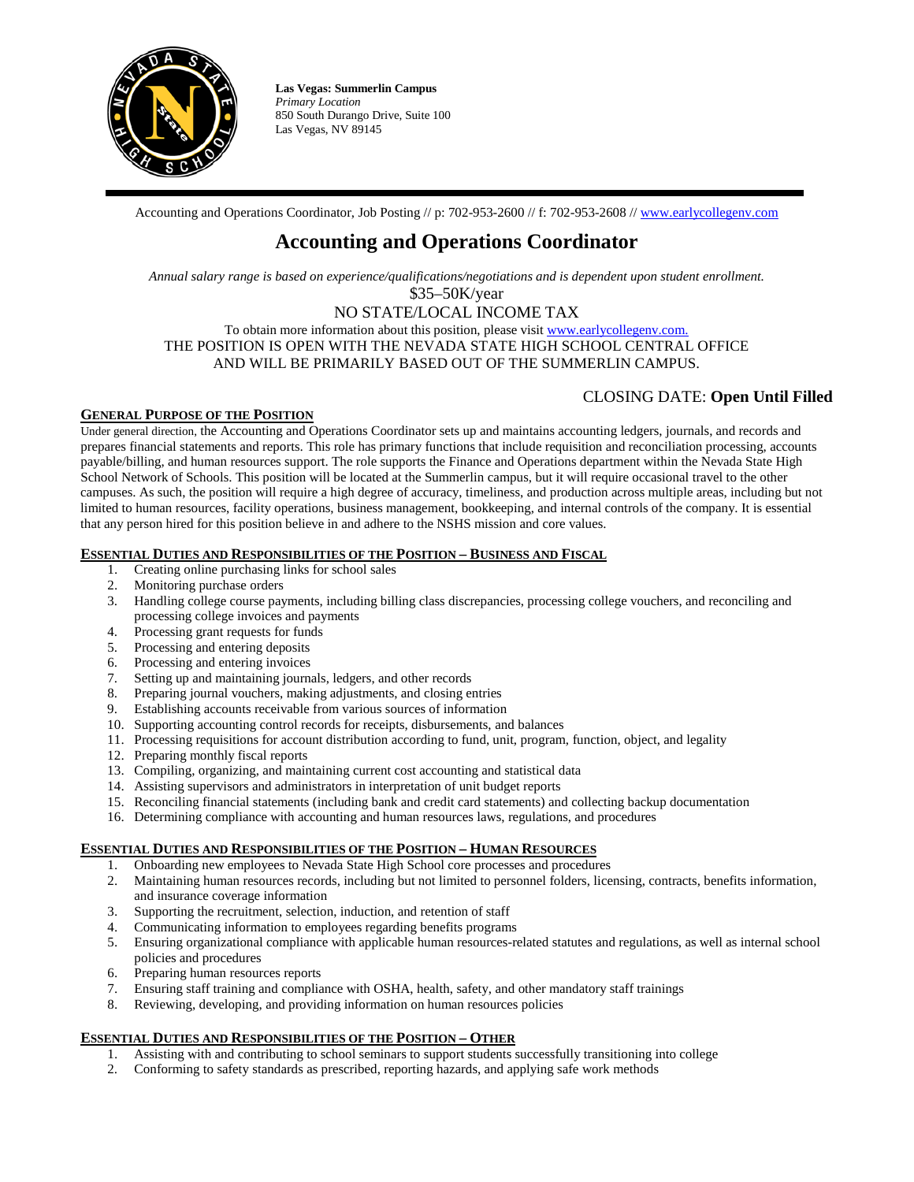**Las Vegas: Summerlin Campus**
*Primary Location*
850 South Durango Drive, Suite 100
Las Vegas, NV 89145

Accounting and Operations Coordinator, Job Posting // p: 702-953-2600 // f: 702-953-2608 // www.earlycollegenv.com

# Accounting and Operations Coordinator

*Annual salary range is based on experience/qualifications/negotiations and is dependent upon student enrollment.*

$35–50K/year

NO STATE/LOCAL INCOME TAX

To obtain more information about this position, please visit www.earlycollegenv.com.

THE POSITION IS OPEN WITH THE NEVADA STATE HIGH SCHOOL CENTRAL OFFICE AND WILL BE PRIMARILY BASED OUT OF THE SUMMERLIN CAMPUS.

CLOSING DATE: **Open Until Filled**

## GENERAL PURPOSE OF THE POSITION

Under general direction, the Accounting and Operations Coordinator sets up and maintains accounting ledgers, journals, and records and prepares financial statements and reports. This role has primary functions that include requisition and reconciliation processing, accounts payable/billing, and human resources support. The role supports the Finance and Operations department within the Nevada State High School Network of Schools. This position will be located at the Summerlin campus, but it will require occasional travel to the other campuses. As such, the position will require a high degree of accuracy, timeliness, and production across multiple areas, including but not limited to human resources, facility operations, business management, bookkeeping, and internal controls of the company. It is essential that any person hired for this position believe in and adhere to the NSHS mission and core values.

## ESSENTIAL DUTIES AND RESPONSIBILITIES OF THE POSITION – BUSINESS AND FISCAL

1. Creating online purchasing links for school sales
2. Monitoring purchase orders
3. Handling college course payments, including billing class discrepancies, processing college vouchers, and reconciling and processing college invoices and payments
4. Processing grant requests for funds
5. Processing and entering deposits
6. Processing and entering invoices
7. Setting up and maintaining journals, ledgers, and other records
8. Preparing journal vouchers, making adjustments, and closing entries
9. Establishing accounts receivable from various sources of information
10. Supporting accounting control records for receipts, disbursements, and balances
11. Processing requisitions for account distribution according to fund, unit, program, function, object, and legality
12. Preparing monthly fiscal reports
13. Compiling, organizing, and maintaining current cost accounting and statistical data
14. Assisting supervisors and administrators in interpretation of unit budget reports
15. Reconciling financial statements (including bank and credit card statements) and collecting backup documentation
16. Determining compliance with accounting and human resources laws, regulations, and procedures

## ESSENTIAL DUTIES AND RESPONSIBILITIES OF THE POSITION – HUMAN RESOURCES

1. Onboarding new employees to Nevada State High School core processes and procedures
2. Maintaining human resources records, including but not limited to personnel folders, licensing, contracts, benefits information, and insurance coverage information
3. Supporting the recruitment, selection, induction, and retention of staff
4. Communicating information to employees regarding benefits programs
5. Ensuring organizational compliance with applicable human resources-related statutes and regulations, as well as internal school policies and procedures
6. Preparing human resources reports
7. Ensuring staff training and compliance with OSHA, health, safety, and other mandatory staff trainings
8. Reviewing, developing, and providing information on human resources policies

## ESSENTIAL DUTIES AND RESPONSIBILITIES OF THE POSITION – OTHER

1. Assisting with and contributing to school seminars to support students successfully transitioning into college
2. Conforming to safety standards as prescribed, reporting hazards, and applying safe work methods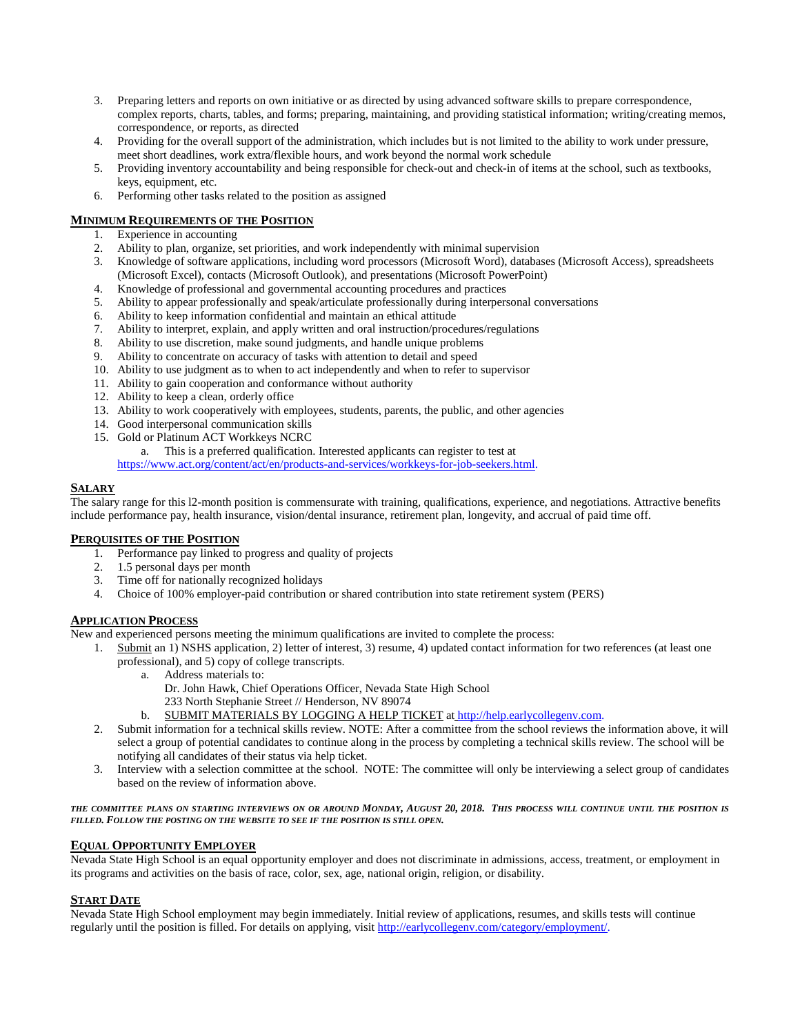3. Preparing letters and reports on own initiative or as directed by using advanced software skills to prepare correspondence, complex reports, charts, tables, and forms; preparing, maintaining, and providing statistical information; writing/creating memos, correspondence, or reports, as directed
4. Providing for the overall support of the administration, which includes but is not limited to the ability to work under pressure, meet short deadlines, work extra/flexible hours, and work beyond the normal work schedule
5. Providing inventory accountability and being responsible for check-out and check-in of items at the school, such as textbooks, keys, equipment, etc.
6. Performing other tasks related to the position as assigned

## Minimum Requirements of the Position

1. Experience in accounting
2. Ability to plan, organize, set priorities, and work independently with minimal supervision
3. Knowledge of software applications, including word processors (Microsoft Word), databases (Microsoft Access), spreadsheets (Microsoft Excel), contacts (Microsoft Outlook), and presentations (Microsoft PowerPoint)
4. Knowledge of professional and governmental accounting procedures and practices
5. Ability to appear professionally and speak/articulate professionally during interpersonal conversations
6. Ability to keep information confidential and maintain an ethical attitude
7. Ability to interpret, explain, and apply written and oral instruction/procedures/regulations
8. Ability to use discretion, make sound judgments, and handle unique problems
9. Ability to concentrate on accuracy of tasks with attention to detail and speed
10. Ability to use judgment as to when to act independently and when to refer to supervisor
11. Ability to gain cooperation and conformance without authority
12. Ability to keep a clean, orderly office
13. Ability to work cooperatively with employees, students, parents, the public, and other agencies
14. Good interpersonal communication skills
15. Gold or Platinum ACT Workkeys NCRC
    a. This is a preferred qualification. Interested applicants can register to test at https://www.act.org/content/act/en/products-and-services/workkeys-for-job-seekers.html.

## Salary

The salary range for this l2-month position is commensurate with training, qualifications, experience, and negotiations. Attractive benefits include performance pay, health insurance, vision/dental insurance, retirement plan, longevity, and accrual of paid time off.

## Perquisites of the Position

1. Performance pay linked to progress and quality of projects
2. 1.5 personal days per month
3. Time off for nationally recognized holidays
4. Choice of 100% employer-paid contribution or shared contribution into state retirement system (PERS)

## Application Process

New and experienced persons meeting the minimum qualifications are invited to complete the process:

1. Submit an 1) NSHS application, 2) letter of interest, 3) resume, 4) updated contact information for two references (at least one professional), and 5) copy of college transcripts.
    a. Address materials to:
       Dr. John Hawk, Chief Operations Officer, Nevada State High School
       233 North Stephanie Street // Henderson, NV 89074
    b. SUBMIT MATERIALS BY LOGGING A HELP TICKET at http://help.earlycollegenv.com.
2. Submit information for a technical skills review. NOTE: After a committee from the school reviews the information above, it will select a group of potential candidates to continue along in the process by completing a technical skills review. The school will be notifying all candidates of their status via help ticket.
3. Interview with a selection committee at the school. NOTE: The committee will only be interviewing a select group of candidates based on the review of information above.

***The committee plans on starting interviews on or around Monday, August 20, 2018. This process will continue until the position is filled. Follow the posting on the website to see if the position is still open.***

## Equal Opportunity Employer

Nevada State High School is an equal opportunity employer and does not discriminate in admissions, access, treatment, or employment in its programs and activities on the basis of race, color, sex, age, national origin, religion, or disability.

## Start Date

Nevada State High School employment may begin immediately. Initial review of applications, resumes, and skills tests will continue regularly until the position is filled. For details on applying, visit http://earlycollegenv.com/category/employment/.